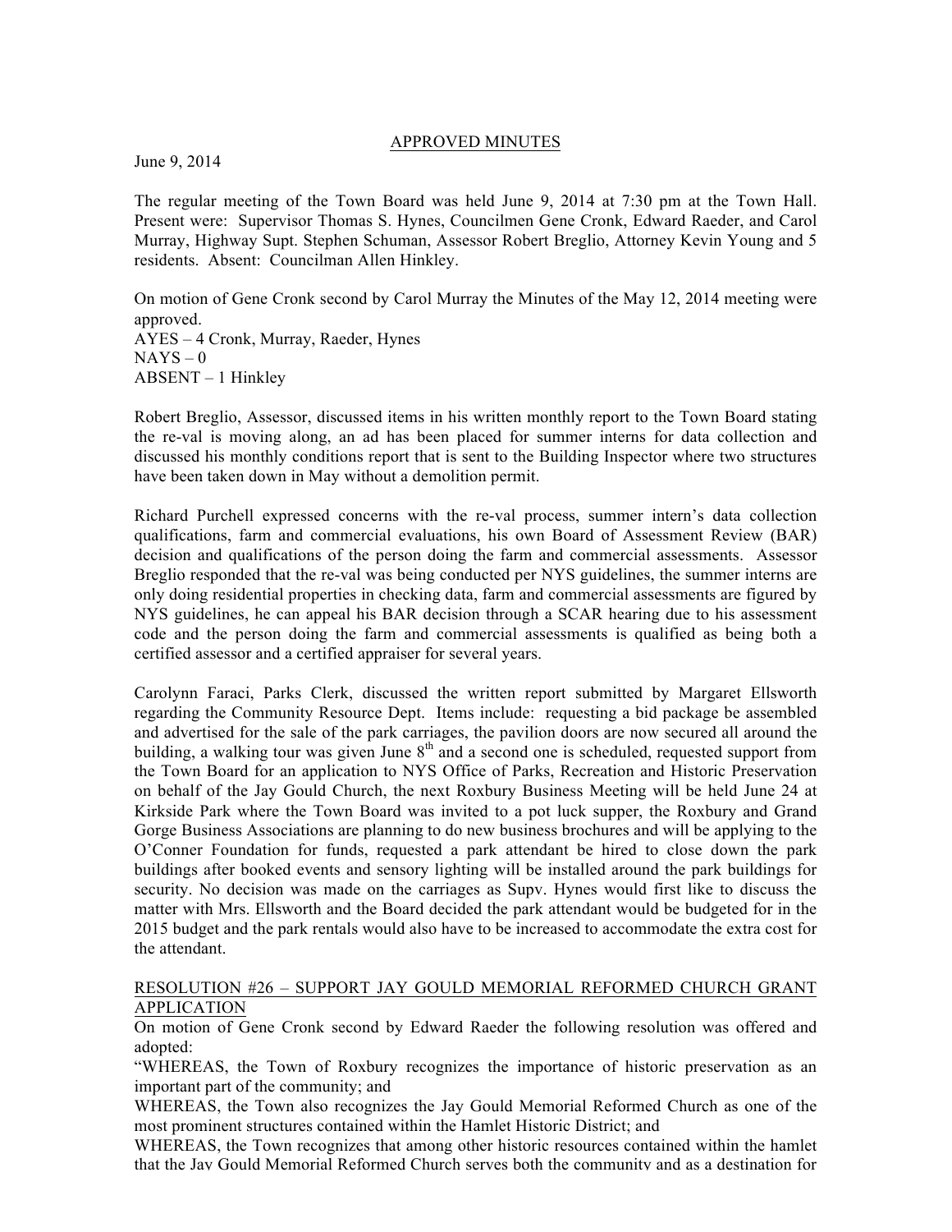APPROVED MINUTES

June 9, 2014

The regular meeting of the Town Board was held June 9, 2014 at 7:30 pm at the Town Hall. Present were: Supervisor Thomas S. Hynes, Councilmen Gene Cronk, Edward Raeder, and Carol Murray, Highway Supt. Stephen Schuman, Assessor Robert Breglio, Attorney Kevin Young and 5 residents. Absent: Councilman Allen Hinkley.

On motion of Gene Cronk second by Carol Murray the Minutes of the May 12, 2014 meeting were approved.
AYES – 4 Cronk, Murray, Raeder, Hynes
NAYS – 0
ABSENT – 1 Hinkley

Robert Breglio, Assessor, discussed items in his written monthly report to the Town Board stating the re-val is moving along, an ad has been placed for summer interns for data collection and discussed his monthly conditions report that is sent to the Building Inspector where two structures have been taken down in May without a demolition permit.

Richard Purchell expressed concerns with the re-val process, summer intern's data collection qualifications, farm and commercial evaluations, his own Board of Assessment Review (BAR) decision and qualifications of the person doing the farm and commercial assessments. Assessor Breglio responded that the re-val was being conducted per NYS guidelines, the summer interns are only doing residential properties in checking data, farm and commercial assessments are figured by NYS guidelines, he can appeal his BAR decision through a SCAR hearing due to his assessment code and the person doing the farm and commercial assessments is qualified as being both a certified assessor and a certified appraiser for several years.

Carolynn Faraci, Parks Clerk, discussed the written report submitted by Margaret Ellsworth regarding the Community Resource Dept. Items include: requesting a bid package be assembled and advertised for the sale of the park carriages, the pavilion doors are now secured all around the building, a walking tour was given June 8th and a second one is scheduled, requested support from the Town Board for an application to NYS Office of Parks, Recreation and Historic Preservation on behalf of the Jay Gould Church, the next Roxbury Business Meeting will be held June 24 at Kirkside Park where the Town Board was invited to a pot luck supper, the Roxbury and Grand Gorge Business Associations are planning to do new business brochures and will be applying to the O'Conner Foundation for funds, requested a park attendant be hired to close down the park buildings after booked events and sensory lighting will be installed around the park buildings for security. No decision was made on the carriages as Supv. Hynes would first like to discuss the matter with Mrs. Ellsworth and the Board decided the park attendant would be budgeted for in the 2015 budget and the park rentals would also have to be increased to accommodate the extra cost for the attendant.

RESOLUTION #26 – SUPPORT JAY GOULD MEMORIAL REFORMED CHURCH GRANT APPLICATION

On motion of Gene Cronk second by Edward Raeder the following resolution was offered and adopted:

"WHEREAS, the Town of Roxbury recognizes the importance of historic preservation as an important part of the community; and

WHEREAS, the Town also recognizes the Jay Gould Memorial Reformed Church as one of the most prominent structures contained within the Hamlet Historic District; and

WHEREAS, the Town recognizes that among other historic resources contained within the hamlet that the Jay Gould Memorial Reformed Church serves both the community and as a destination for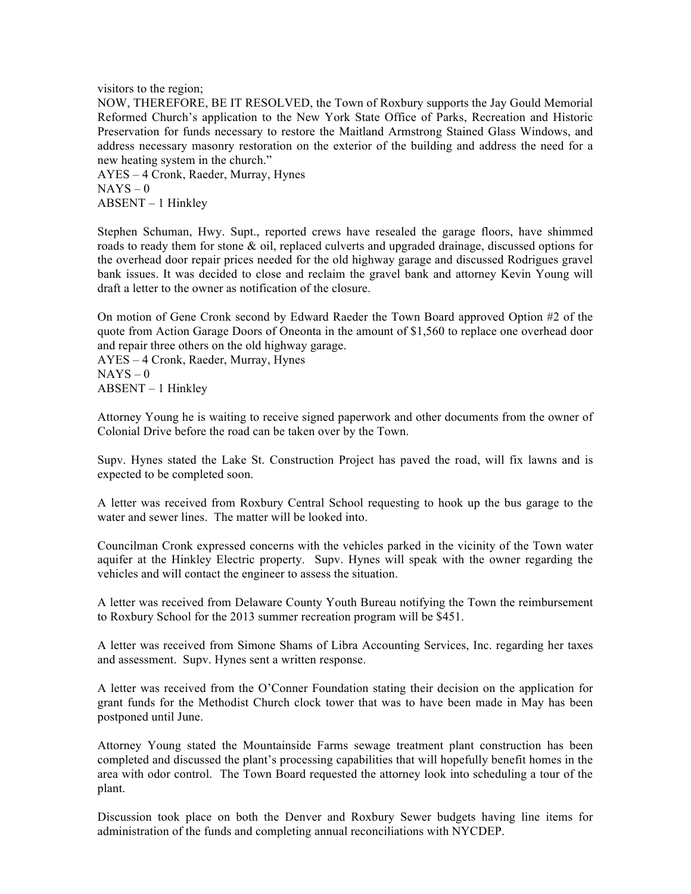visitors to the region;

NOW, THEREFORE, BE IT RESOLVED, the Town of Roxbury supports the Jay Gould Memorial Reformed Church's application to the New York State Office of Parks, Recreation and Historic Preservation for funds necessary to restore the Maitland Armstrong Stained Glass Windows, and address necessary masonry restoration on the exterior of the building and address the need for a new heating system in the church."

AYES – 4 Cronk, Raeder, Murray, Hynes
NAYS – 0
ABSENT – 1 Hinkley

Stephen Schuman, Hwy. Supt., reported crews have resealed the garage floors, have shimmed roads to ready them for stone & oil, replaced culverts and upgraded drainage, discussed options for the overhead door repair prices needed for the old highway garage and discussed Rodrigues gravel bank issues. It was decided to close and reclaim the gravel bank and attorney Kevin Young will draft a letter to the owner as notification of the closure.

On motion of Gene Cronk second by Edward Raeder the Town Board approved Option #2 of the quote from Action Garage Doors of Oneonta in the amount of $1,560 to replace one overhead door and repair three others on the old highway garage.

AYES – 4 Cronk, Raeder, Murray, Hynes
NAYS – 0
ABSENT – 1 Hinkley

Attorney Young he is waiting to receive signed paperwork and other documents from the owner of Colonial Drive before the road can be taken over by the Town.

Supv. Hynes stated the Lake St. Construction Project has paved the road, will fix lawns and is expected to be completed soon.

A letter was received from Roxbury Central School requesting to hook up the bus garage to the water and sewer lines. The matter will be looked into.

Councilman Cronk expressed concerns with the vehicles parked in the vicinity of the Town water aquifer at the Hinkley Electric property. Supv. Hynes will speak with the owner regarding the vehicles and will contact the engineer to assess the situation.

A letter was received from Delaware County Youth Bureau notifying the Town the reimbursement to Roxbury School for the 2013 summer recreation program will be $451.

A letter was received from Simone Shams of Libra Accounting Services, Inc. regarding her taxes and assessment. Supv. Hynes sent a written response.

A letter was received from the O'Conner Foundation stating their decision on the application for grant funds for the Methodist Church clock tower that was to have been made in May has been postponed until June.

Attorney Young stated the Mountainside Farms sewage treatment plant construction has been completed and discussed the plant's processing capabilities that will hopefully benefit homes in the area with odor control. The Town Board requested the attorney look into scheduling a tour of the plant.

Discussion took place on both the Denver and Roxbury Sewer budgets having line items for administration of the funds and completing annual reconciliations with NYCDEP.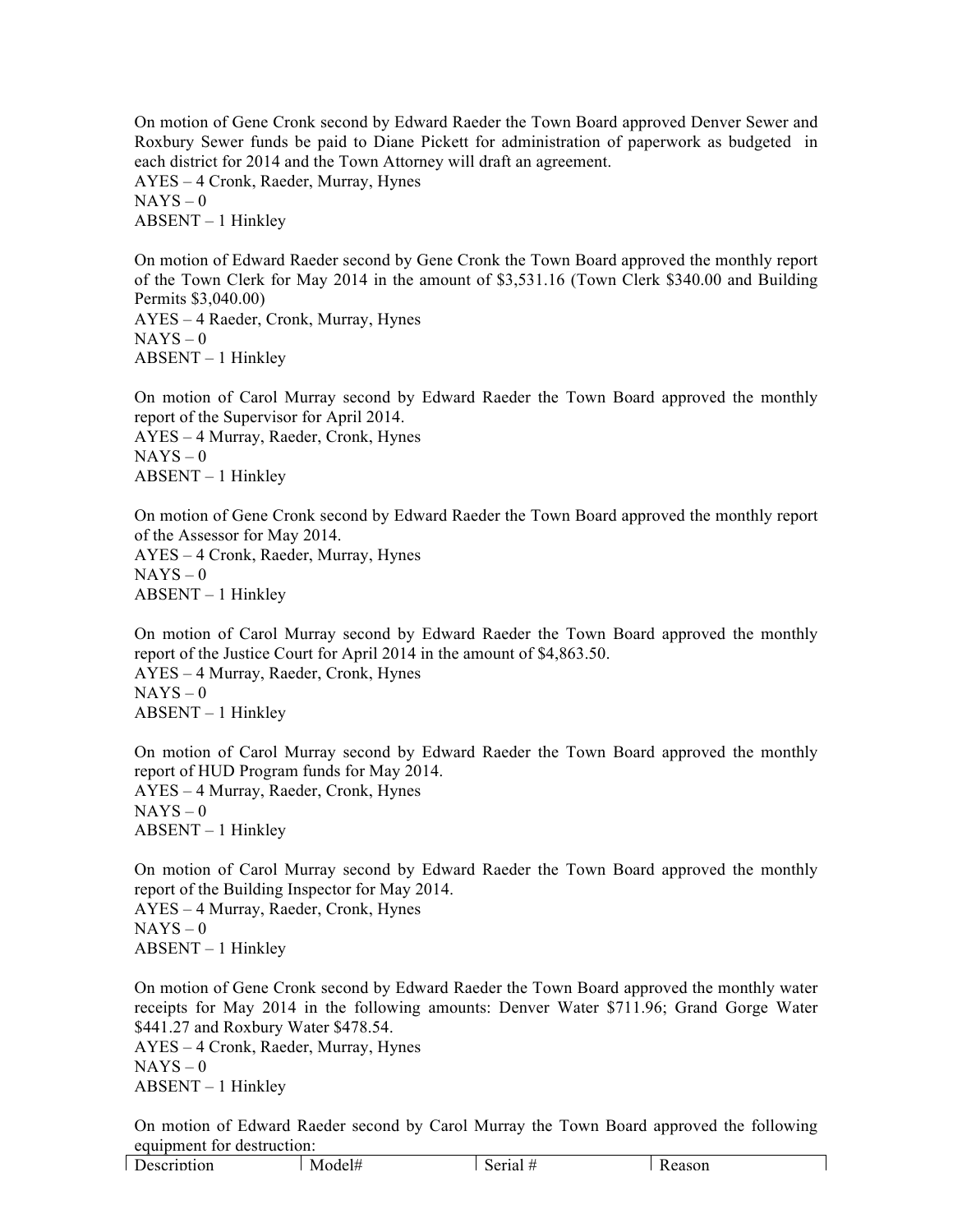On motion of Gene Cronk second by Edward Raeder the Town Board approved Denver Sewer and Roxbury Sewer funds be paid to Diane Pickett for administration of paperwork as budgeted in each district for 2014 and the Town Attorney will draft an agreement.
AYES – 4 Cronk, Raeder, Murray, Hynes
NAYS – 0
ABSENT – 1 Hinkley

On motion of Edward Raeder second by Gene Cronk the Town Board approved the monthly report of the Town Clerk for May 2014 in the amount of $3,531.16 (Town Clerk $340.00 and Building Permits $3,040.00)
AYES – 4 Raeder, Cronk, Murray, Hynes
NAYS – 0
ABSENT – 1 Hinkley

On motion of Carol Murray second by Edward Raeder the Town Board approved the monthly report of the Supervisor for April 2014.
AYES – 4 Murray, Raeder, Cronk, Hynes
NAYS – 0
ABSENT – 1 Hinkley

On motion of Gene Cronk second by Edward Raeder the Town Board approved the monthly report of the Assessor for May 2014.
AYES – 4 Cronk, Raeder, Murray, Hynes
NAYS – 0
ABSENT – 1 Hinkley

On motion of Carol Murray second by Edward Raeder the Town Board approved the monthly report of the Justice Court for April 2014 in the amount of $4,863.50.
AYES – 4 Murray, Raeder, Cronk, Hynes
NAYS – 0
ABSENT – 1 Hinkley

On motion of Carol Murray second by Edward Raeder the Town Board approved the monthly report of HUD Program funds for May 2014.
AYES – 4 Murray, Raeder, Cronk, Hynes
NAYS – 0
ABSENT – 1 Hinkley

On motion of Carol Murray second by Edward Raeder the Town Board approved the monthly report of the Building Inspector for May 2014.
AYES – 4 Murray, Raeder, Cronk, Hynes
NAYS – 0
ABSENT – 1 Hinkley

On motion of Gene Cronk second by Edward Raeder the Town Board approved the monthly water receipts for May 2014 in the following amounts: Denver Water $711.96; Grand Gorge Water $441.27 and Roxbury Water $478.54.
AYES – 4 Cronk, Raeder, Murray, Hynes
NAYS – 0
ABSENT – 1 Hinkley

On motion of Edward Raeder second by Carol Murray the Town Board approved the following equipment for destruction:

| Description | Model# | Serial # | Reason |
|---|---|---|---|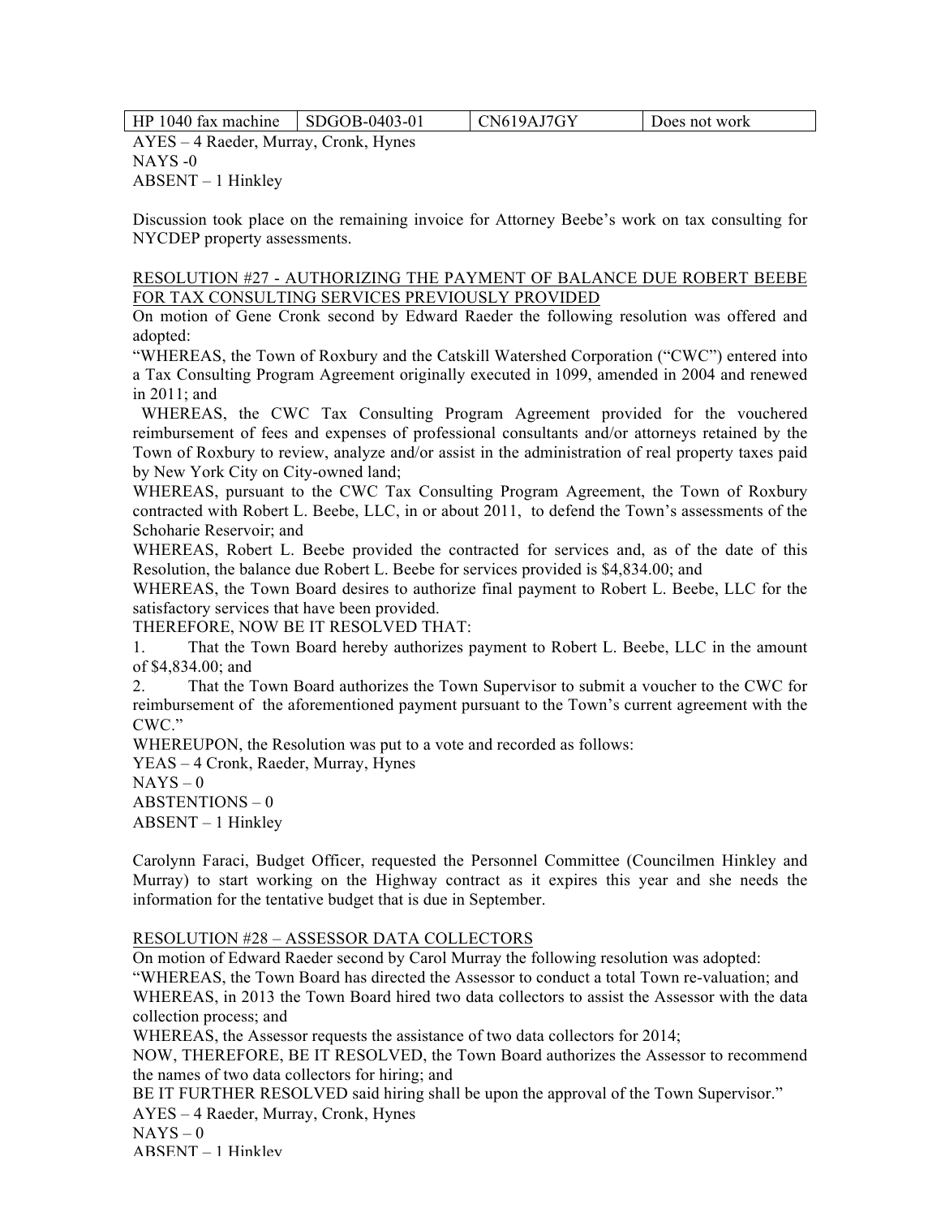| HP 1040 fax machine | SDGOB-0403-01 | CN619AJ7GY | Does not work |
|---|---|---|---|

AYES – 4 Raeder, Murray, Cronk, Hynes
NAYS -0
ABSENT – 1 Hinkley

Discussion took place on the remaining invoice for Attorney Beebe's work on tax consulting for NYCDEP property assessments.

<u>RESOLUTION #27 - AUTHORIZING THE PAYMENT OF BALANCE DUE ROBERT BEEBE FOR TAX CONSULTING SERVICES PREVIOUSLY PROVIDED</u>

On motion of Gene Cronk second by Edward Raeder the following resolution was offered and adopted:

"WHEREAS, the Town of Roxbury and the Catskill Watershed Corporation ("CWC") entered into a Tax Consulting Program Agreement originally executed in 1099, amended in 2004 and renewed in 2011; and

WHEREAS, the CWC Tax Consulting Program Agreement provided for the vouchered reimbursement of fees and expenses of professional consultants and/or attorneys retained by the Town of Roxbury to review, analyze and/or assist in the administration of real property taxes paid by New York City on City-owned land;

WHEREAS, pursuant to the CWC Tax Consulting Program Agreement, the Town of Roxbury contracted with Robert L. Beebe, LLC, in or about 2011, to defend the Town's assessments of the Schoharie Reservoir; and

WHEREAS, Robert L. Beebe provided the contracted for services and, as of the date of this Resolution, the balance due Robert L. Beebe for services provided is $4,834.00; and

WHEREAS, the Town Board desires to authorize final payment to Robert L. Beebe, LLC for the satisfactory services that have been provided.

THEREFORE, NOW BE IT RESOLVED THAT:

1. That the Town Board hereby authorizes payment to Robert L. Beebe, LLC in the amount of $4,834.00; and
2. That the Town Board authorizes the Town Supervisor to submit a voucher to the CWC for reimbursement of the aforementioned payment pursuant to the Town's current agreement with the CWC."

WHEREUPON, the Resolution was put to a vote and recorded as follows:

YEAS – 4 Cronk, Raeder, Murray, Hynes
NAYS – 0
ABSTENTIONS – 0
ABSENT – 1 Hinkley

Carolynn Faraci, Budget Officer, requested the Personnel Committee (Councilmen Hinkley and Murray) to start working on the Highway contract as it expires this year and she needs the information for the tentative budget that is due in September.

<u>RESOLUTION #28 – ASSESSOR DATA COLLECTORS</u>

On motion of Edward Raeder second by Carol Murray the following resolution was adopted:

"WHEREAS, the Town Board has directed the Assessor to conduct a total Town re-valuation; and

WHEREAS, in 2013 the Town Board hired two data collectors to assist the Assessor with the data collection process; and

WHEREAS, the Assessor requests the assistance of two data collectors for 2014;

NOW, THEREFORE, BE IT RESOLVED, the Town Board authorizes the Assessor to recommend the names of two data collectors for hiring; and

BE IT FURTHER RESOLVED said hiring shall be upon the approval of the Town Supervisor."

AYES – 4 Raeder, Murray, Cronk, Hynes
NAYS – 0
ABSENT – 1 Hinkley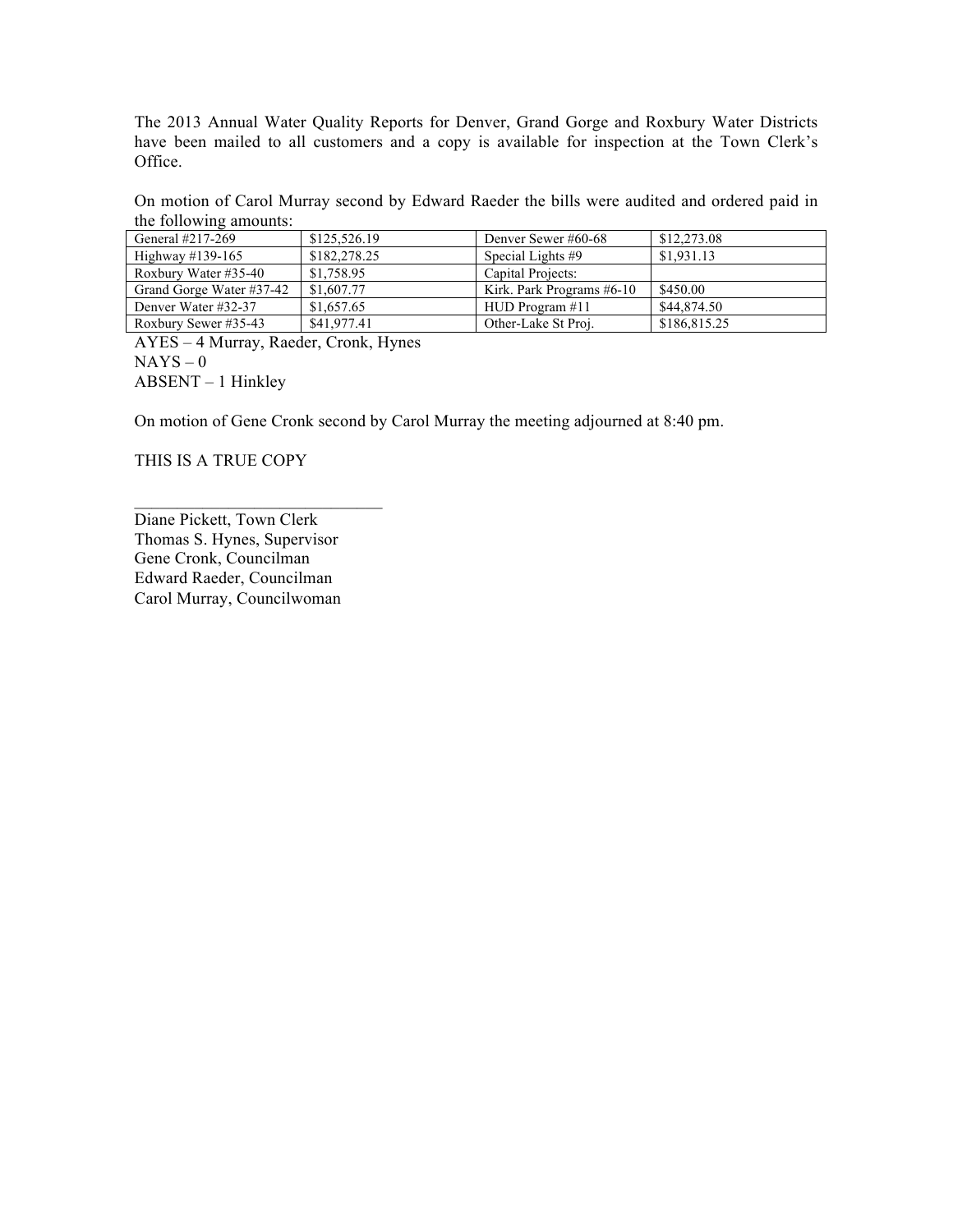The 2013 Annual Water Quality Reports for Denver, Grand Gorge and Roxbury Water Districts have been mailed to all customers and a copy is available for inspection at the Town Clerk's Office.

On motion of Carol Murray second by Edward Raeder the bills were audited and ordered paid in the following amounts:

| | | | |
|---|---|---|---|
| General #217-269 | $125,526.19 | Denver Sewer #60-68 | $12,273.08 |
| Highway #139-165 | $182,278.25 | Special Lights #9 | $1,931.13 |
| Roxbury Water #35-40 | $1,758.95 | Capital Projects: | |
| Grand Gorge Water #37-42 | $1,607.77 | Kirk. Park Programs #6-10 | $450.00 |
| Denver Water #32-37 | $1,657.65 | HUD Program #11 | $44,874.50 |
| Roxbury Sewer #35-43 | $41,977.41 | Other-Lake St Proj. | $186,815.25 |

AYES – 4 Murray, Raeder, Cronk, Hynes
NAYS – 0
ABSENT – 1 Hinkley

On motion of Gene Cronk second by Carol Murray the meeting adjourned at 8:40 pm.

THIS IS A TRUE COPY

______________________________
Diane Pickett, Town Clerk
Thomas S. Hynes, Supervisor
Gene Cronk, Councilman
Edward Raeder, Councilman
Carol Murray, Councilwoman